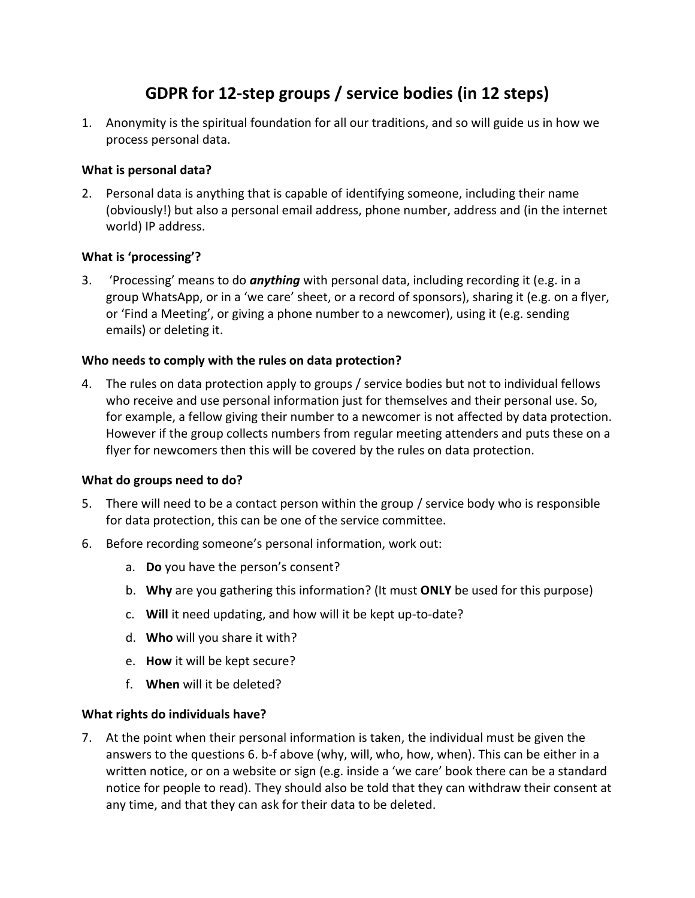# GDPR for 12-step groups / service bodies (in 12 steps)

1. Anonymity is the spiritual foundation for all our traditions, and so will guide us in how we process personal data.

**What is personal data?**

2. Personal data is anything that is capable of identifying someone, including their name (obviously!) but also a personal email address, phone number, address and (in the internet world) IP address.

**What is 'processing'?**

3. 'Processing' means to do ***anything*** with personal data, including recording it (e.g. in a group WhatsApp, or in a 'we care' sheet, or a record of sponsors), sharing it (e.g. on a flyer, or 'Find a Meeting', or giving a phone number to a newcomer), using it (e.g. sending emails) or deleting it.

**Who needs to comply with the rules on data protection?**

4. The rules on data protection apply to groups / service bodies but not to individual fellows who receive and use personal information just for themselves and their personal use. So, for example, a fellow giving their number to a newcomer is not affected by data protection. However if the group collects numbers from regular meeting attenders and puts these on a flyer for newcomers then this will be covered by the rules on data protection.

**What do groups need to do?**

5. There will need to be a contact person within the group / service body who is responsible for data protection, this can be one of the service committee.
6. Before recording someone's personal information, work out:
   a. **Do** you have the person's consent?
   b. **Why** are you gathering this information? (It must **ONLY** be used for this purpose)
   c. **Will** it need updating, and how will it be kept up-to-date?
   d. **Who** will you share it with?
   e. **How** it will be kept secure?
   f. **When** will it be deleted?

**What rights do individuals have?**

7. At the point when their personal information is taken, the individual must be given the answers to the questions 6. b-f above (why, will, who, how, when). This can be either in a written notice, or on a website or sign (e.g. inside a 'we care' book there can be a standard notice for people to read). They should also be told that they can withdraw their consent at any time, and that they can ask for their data to be deleted.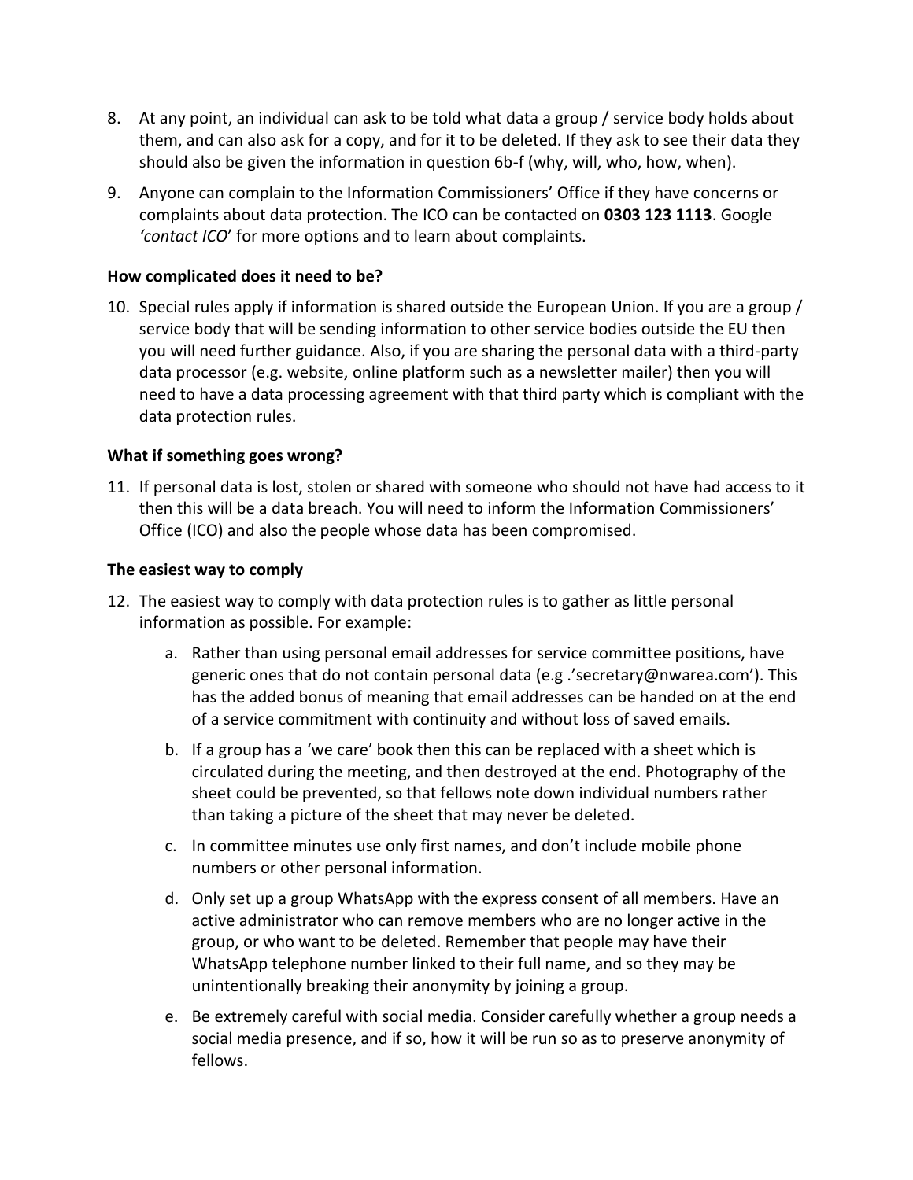8. At any point, an individual can ask to be told what data a group / service body holds about them, and can also ask for a copy, and for it to be deleted. If they ask to see their data they should also be given the information in question 6b-f (why, will, who, how, when).
9. Anyone can complain to the Information Commissioners' Office if they have concerns or complaints about data protection. The ICO can be contacted on **0303 123 1113**. Google *'contact ICO*' for more options and to learn about complaints.

**How complicated does it need to be?**

10. Special rules apply if information is shared outside the European Union. If you are a group / service body that will be sending information to other service bodies outside the EU then you will need further guidance. Also, if you are sharing the personal data with a third-party data processor (e.g. website, online platform such as a newsletter mailer) then you will need to have a data processing agreement with that third party which is compliant with the data protection rules.

**What if something goes wrong?**

11. If personal data is lost, stolen or shared with someone who should not have had access to it then this will be a data breach. You will need to inform the Information Commissioners' Office (ICO) and also the people whose data has been compromised.

**The easiest way to comply**

12. The easiest way to comply with data protection rules is to gather as little personal information as possible. For example:
    a. Rather than using personal email addresses for service committee positions, have generic ones that do not contain personal data (e.g .'secretary@nwarea.com'). This has the added bonus of meaning that email addresses can be handed on at the end of a service commitment with continuity and without loss of saved emails.
    b. If a group has a 'we care' book then this can be replaced with a sheet which is circulated during the meeting, and then destroyed at the end. Photography of the sheet could be prevented, so that fellows note down individual numbers rather than taking a picture of the sheet that may never be deleted.
    c. In committee minutes use only first names, and don't include mobile phone numbers or other personal information.
    d. Only set up a group WhatsApp with the express consent of all members. Have an active administrator who can remove members who are no longer active in the group, or who want to be deleted. Remember that people may have their WhatsApp telephone number linked to their full name, and so they may be unintentionally breaking their anonymity by joining a group.
    e. Be extremely careful with social media. Consider carefully whether a group needs a social media presence, and if so, how it will be run so as to preserve anonymity of fellows.